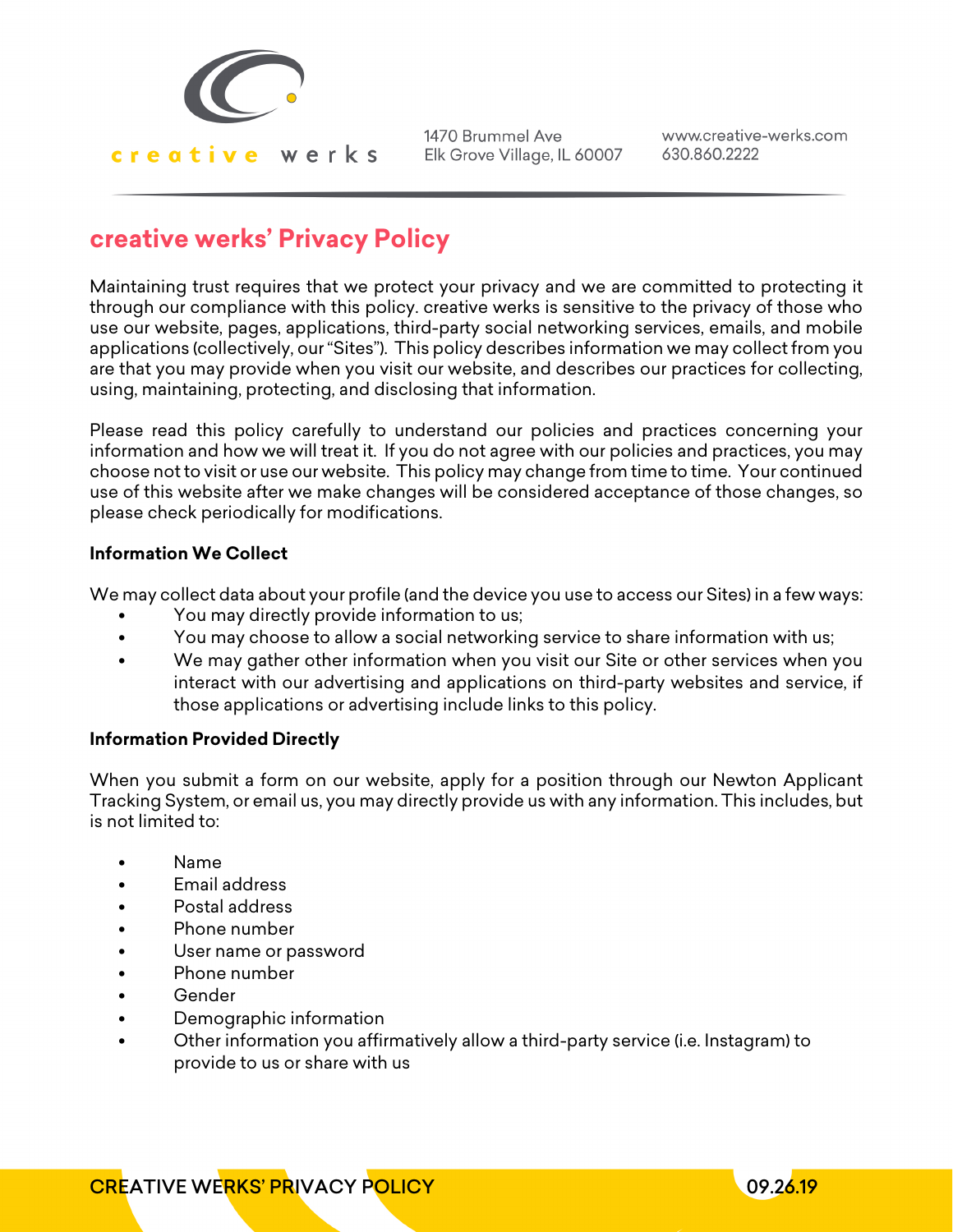creative werks

1470 Brummel Ave
Elk Grove Village, IL 60007

www.creative-werks.com
630.860.2222

# creative werks' Privacy Policy

Maintaining trust requires that we protect your privacy and we are committed to protecting it through our compliance with this policy. creative werks is sensitive to the privacy of those who use our website, pages, applications, third-party social networking services, emails, and mobile applications (collectively, our "Sites"). This policy describes information we may collect from you are that you may provide when you visit our website, and describes our practices for collecting, using, maintaining, protecting, and disclosing that information.

Please read this policy carefully to understand our policies and practices concerning your information and how we will treat it. If you do not agree with our policies and practices, you may choose not to visit or use our website. This policy may change from time to time. Your continued use of this website after we make changes will be considered acceptance of those changes, so please check periodically for modifications.

**Information We Collect**

We may collect data about your profile (and the device you use to access our Sites) in a few ways:

- You may directly provide information to us;
- You may choose to allow a social networking service to share information with us;
- We may gather other information when you visit our Site or other services when you interact with our advertising and applications on third-party websites and service, if those applications or advertising include links to this policy.

**Information Provided Directly**

When you submit a form on our website, apply for a position through our Newton Applicant Tracking System, or email us, you may directly provide us with any information. This includes, but is not limited to:

- Name
- Email address
- Postal address
- Phone number
- User name or password
- Phone number
- Gender
- Demographic information
- Other information you affirmatively allow a third-party service (i.e. Instagram) to provide to us or share with us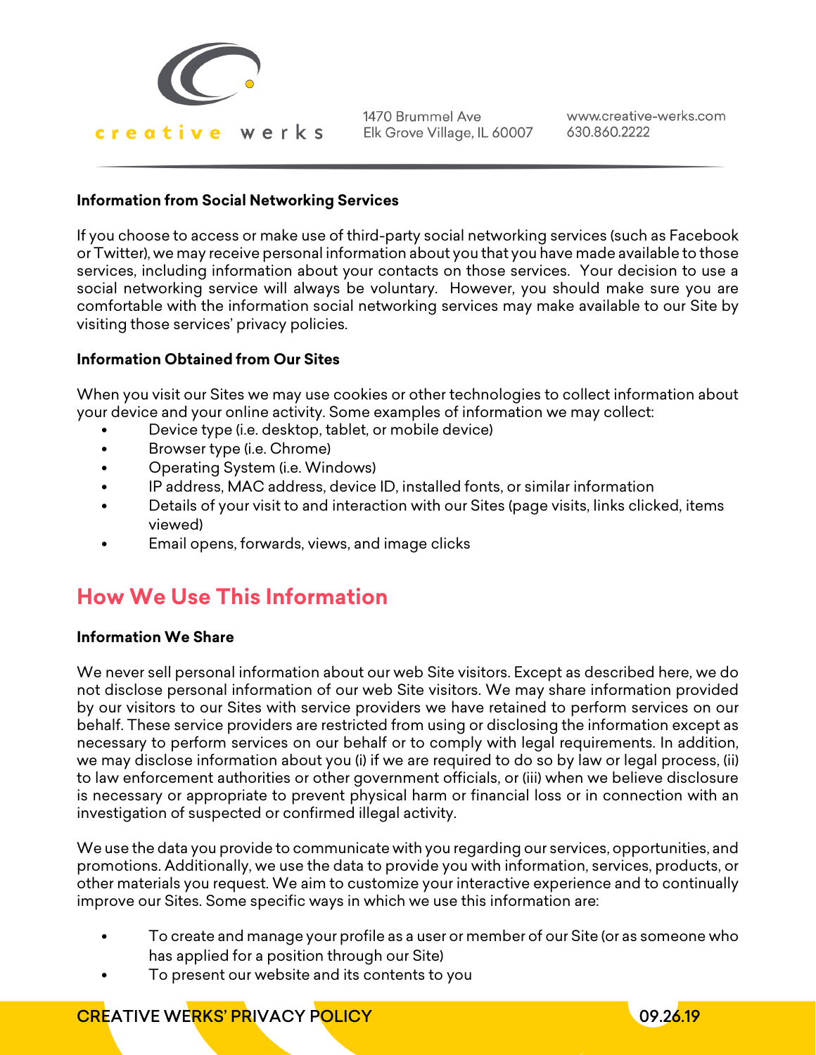**Information from Social Networking Services**

If you choose to access or make use of third-party social networking services (such as Facebook or Twitter), we may receive personal information about you that you have made available to those services, including information about your contacts on those services. Your decision to use a social networking service will always be voluntary. However, you should make sure you are comfortable with the information social networking services may make available to our Site by visiting those services' privacy policies.

**Information Obtained from Our Sites**

When you visit our Sites we may use cookies or other technologies to collect information about your device and your online activity. Some examples of information we may collect:

- Device type (i.e. desktop, tablet, or mobile device)
- Browser type (i.e. Chrome)
- Operating System (i.e. Windows)
- IP address, MAC address, device ID, installed fonts, or similar information
- Details of your visit to and interaction with our Sites (page visits, links clicked, items viewed)
- Email opens, forwards, views, and image clicks

## How We Use This Information

**Information We Share**

We never sell personal information about our web Site visitors. Except as described here, we do not disclose personal information of our web Site visitors. We may share information provided by our visitors to our Sites with service providers we have retained to perform services on our behalf. These service providers are restricted from using or disclosing the information except as necessary to perform services on our behalf or to comply with legal requirements. In addition, we may disclose information about you (i) if we are required to do so by law or legal process, (ii) to law enforcement authorities or other government officials, or (iii) when we believe disclosure is necessary or appropriate to prevent physical harm or financial loss or in connection with an investigation of suspected or confirmed illegal activity.

We use the data you provide to communicate with you regarding our services, opportunities, and promotions. Additionally, we use the data to provide you with information, services, products, or other materials you request. We aim to customize your interactive experience and to continually improve our Sites. Some specific ways in which we use this information are:

- To create and manage your profile as a user or member of our Site (or as someone who has applied for a position through our Site)
- To present our website and its contents to you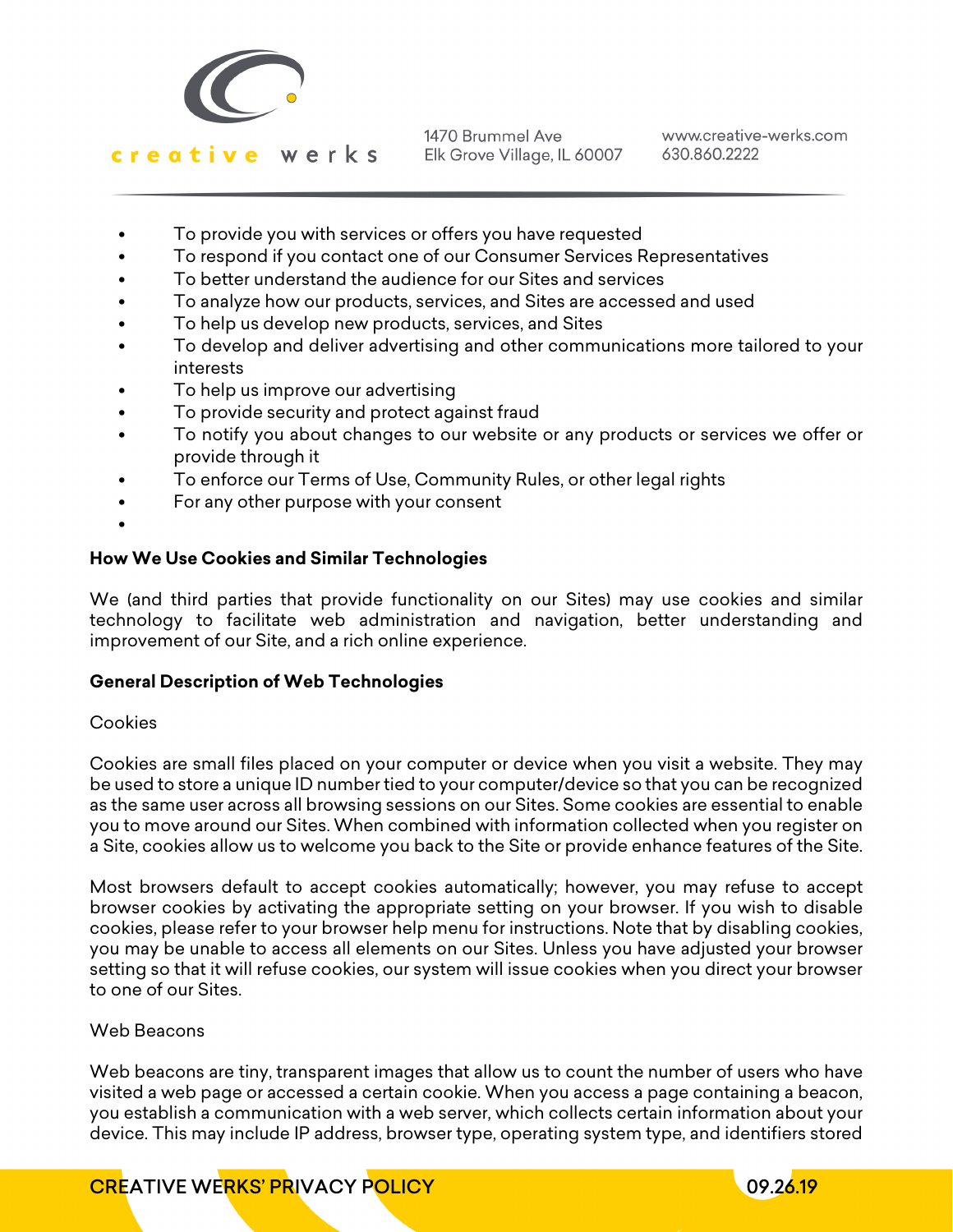- To provide you with services or offers you have requested
- To respond if you contact one of our Consumer Services Representatives
- To better understand the audience for our Sites and services
- To analyze how our products, services, and Sites are accessed and used
- To help us develop new products, services, and Sites
- To develop and deliver advertising and other communications more tailored to your interests
- To help us improve our advertising
- To provide security and protect against fraud
- To notify you about changes to our website or any products or services we offer or provide through it
- To enforce our Terms of Use, Community Rules, or other legal rights
- For any other purpose with your consent

**How We Use Cookies and Similar Technologies**

We (and third parties that provide functionality on our Sites) may use cookies and similar technology to facilitate web administration and navigation, better understanding and improvement of our Site, and a rich online experience.

**General Description of Web Technologies**

Cookies

Cookies are small files placed on your computer or device when you visit a website. They may be used to store a unique ID number tied to your computer/device so that you can be recognized as the same user across all browsing sessions on our Sites. Some cookies are essential to enable you to move around our Sites. When combined with information collected when you register on a Site, cookies allow us to welcome you back to the Site or provide enhance features of the Site.

Most browsers default to accept cookies automatically; however, you may refuse to accept browser cookies by activating the appropriate setting on your browser. If you wish to disable cookies, please refer to your browser help menu for instructions. Note that by disabling cookies, you may be unable to access all elements on our Sites. Unless you have adjusted your browser setting so that it will refuse cookies, our system will issue cookies when you direct your browser to one of our Sites.

Web Beacons

Web beacons are tiny, transparent images that allow us to count the number of users who have visited a web page or accessed a certain cookie. When you access a page containing a beacon, you establish a communication with a web server, which collects certain information about your device. This may include IP address, browser type, operating system type, and identifiers stored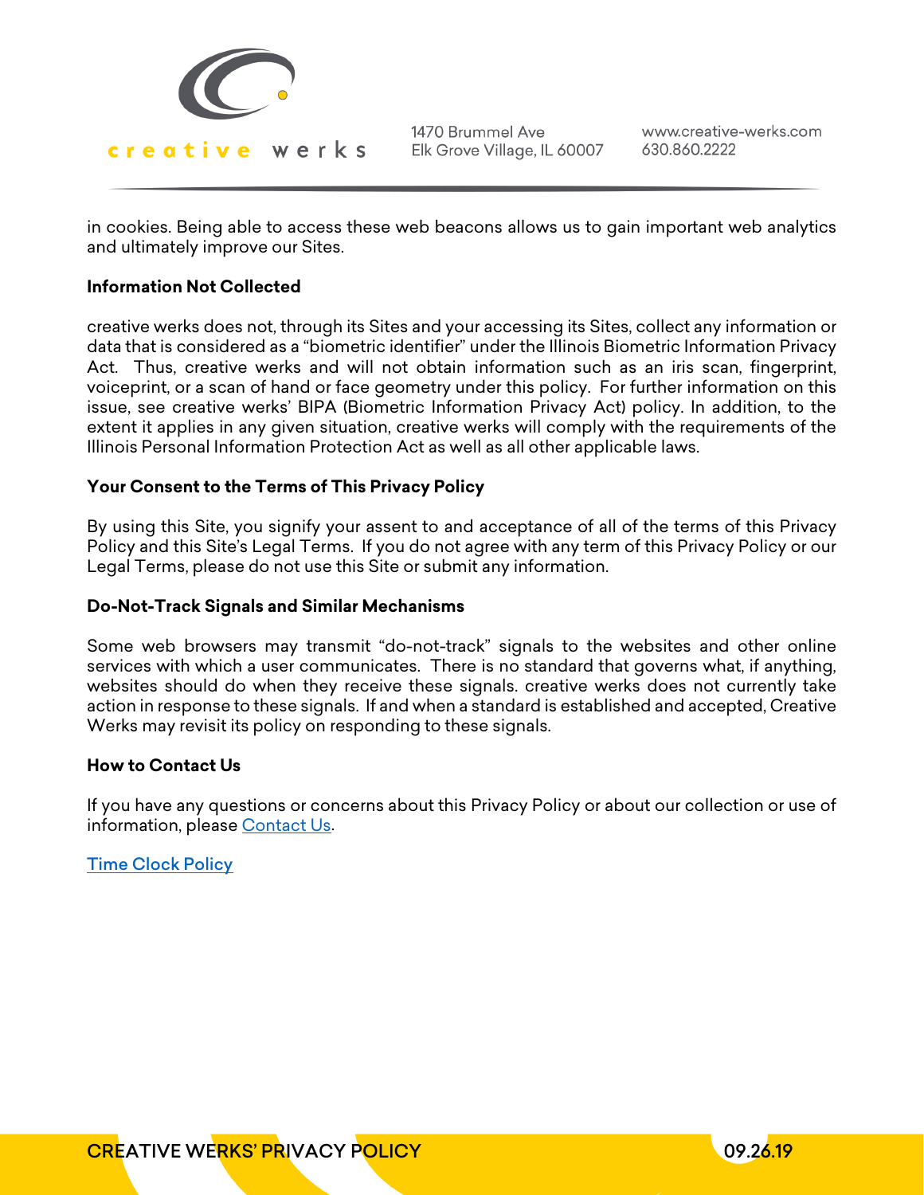in cookies. Being able to access these web beacons allows us to gain important web analytics and ultimately improve our Sites.

**Information Not Collected**

creative werks does not, through its Sites and your accessing its Sites, collect any information or data that is considered as a "biometric identifier" under the Illinois Biometric Information Privacy Act. Thus, creative werks and will not obtain information such as an iris scan, fingerprint, voiceprint, or a scan of hand or face geometry under this policy. For further information on this issue, see creative werks' BIPA (Biometric Information Privacy Act) policy. In addition, to the extent it applies in any given situation, creative werks will comply with the requirements of the Illinois Personal Information Protection Act as well as all other applicable laws.

**Your Consent to the Terms of This Privacy Policy**

By using this Site, you signify your assent to and acceptance of all of the terms of this Privacy Policy and this Site's Legal Terms. If you do not agree with any term of this Privacy Policy or our Legal Terms, please do not use this Site or submit any information.

**Do-Not-Track Signals and Similar Mechanisms**

Some web browsers may transmit "do-not-track" signals to the websites and other online services with which a user communicates. There is no standard that governs what, if anything, websites should do when they receive these signals. creative werks does not currently take action in response to these signals. If and when a standard is established and accepted, Creative Werks may revisit its policy on responding to these signals.

**How to Contact Us**

If you have any questions or concerns about this Privacy Policy or about our collection or use of information, please Contact Us.

Time Clock Policy